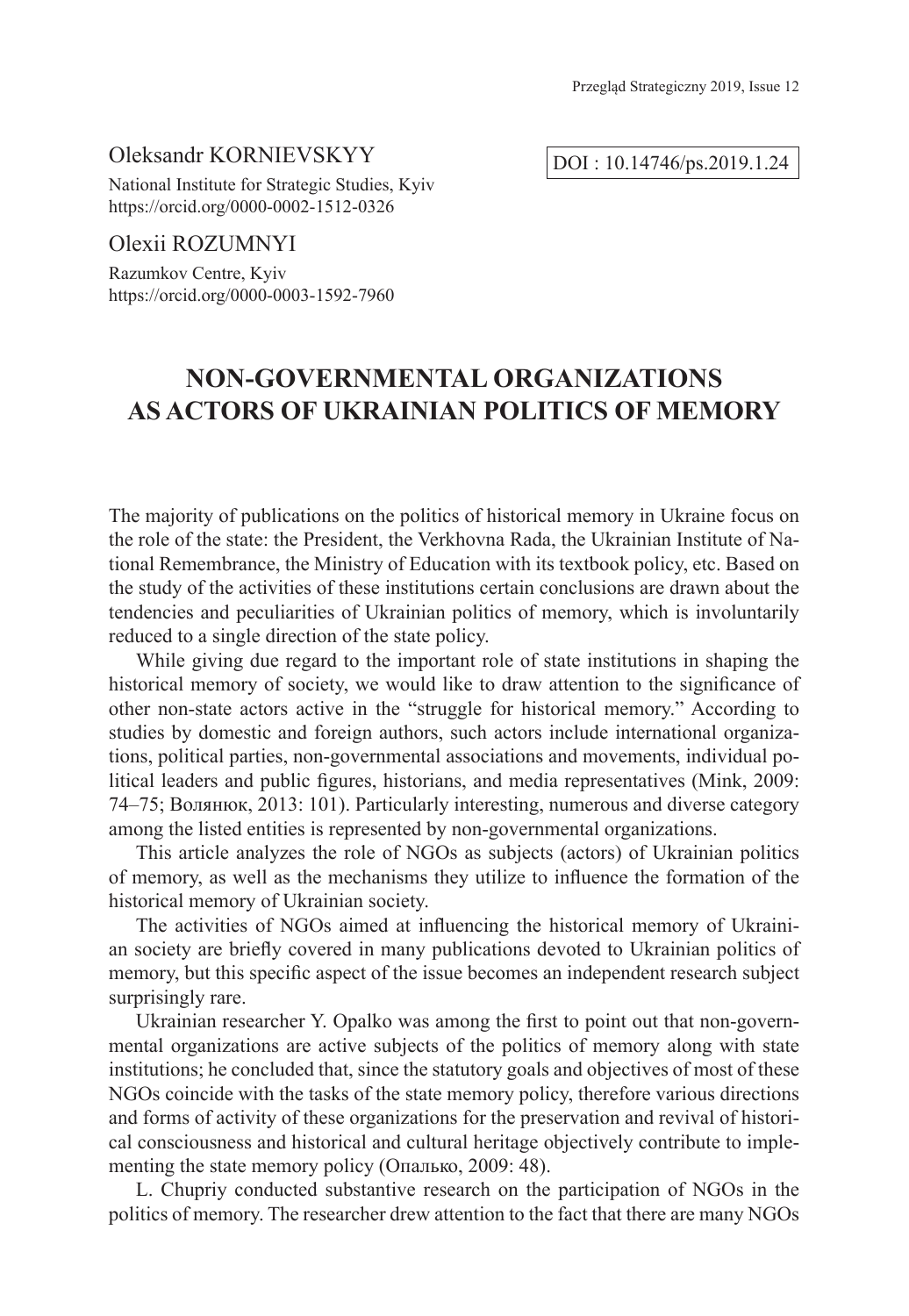Oleksandr KORNIEVSKYY

National Institute for Strategic Studies, Kyiv
https://orcid.org/0000-0002-1512-0326

Olexii ROZUMNYI

Razumkov Centre, Kyiv
https://orcid.org/0000-0003-1592-7960

DOI : 10.14746/ps.2019.1.24

# NON-GOVERNMENTAL ORGANIZATIONS AS ACTORS OF UKRAINIAN POLITICS OF MEMORY

The majority of publications on the politics of historical memory in Ukraine focus on the role of the state: the President, the Verkhovna Rada, the Ukrainian Institute of National Remembrance, the Ministry of Education with its textbook policy, etc. Based on the study of the activities of these institutions certain conclusions are drawn about the tendencies and peculiarities of Ukrainian politics of memory, which is involuntarily reduced to a single direction of the state policy.

While giving due regard to the important role of state institutions in shaping the historical memory of society, we would like to draw attention to the significance of other non-state actors active in the "struggle for historical memory." According to studies by domestic and foreign authors, such actors include international organizations, political parties, non-governmental associations and movements, individual political leaders and public figures, historians, and media representatives (Mink, 2009: 74–75; Волянюк, 2013: 101). Particularly interesting, numerous and diverse category among the listed entities is represented by non-governmental organizations.

This article analyzes the role of NGOs as subjects (actors) of Ukrainian politics of memory, as well as the mechanisms they utilize to influence the formation of the historical memory of Ukrainian society.

The activities of NGOs aimed at influencing the historical memory of Ukrainian society are briefly covered in many publications devoted to Ukrainian politics of memory, but this specific aspect of the issue becomes an independent research subject surprisingly rare.

Ukrainian researcher Y. Opalko was among the first to point out that non-governmental organizations are active subjects of the politics of memory along with state institutions; he concluded that, since the statutory goals and objectives of most of these NGOs coincide with the tasks of the state memory policy, therefore various directions and forms of activity of these organizations for the preservation and revival of historical consciousness and historical and cultural heritage objectively contribute to implementing the state memory policy (Опалько, 2009: 48).

L. Chupriy conducted substantive research on the participation of NGOs in the politics of memory. The researcher drew attention to the fact that there are many NGOs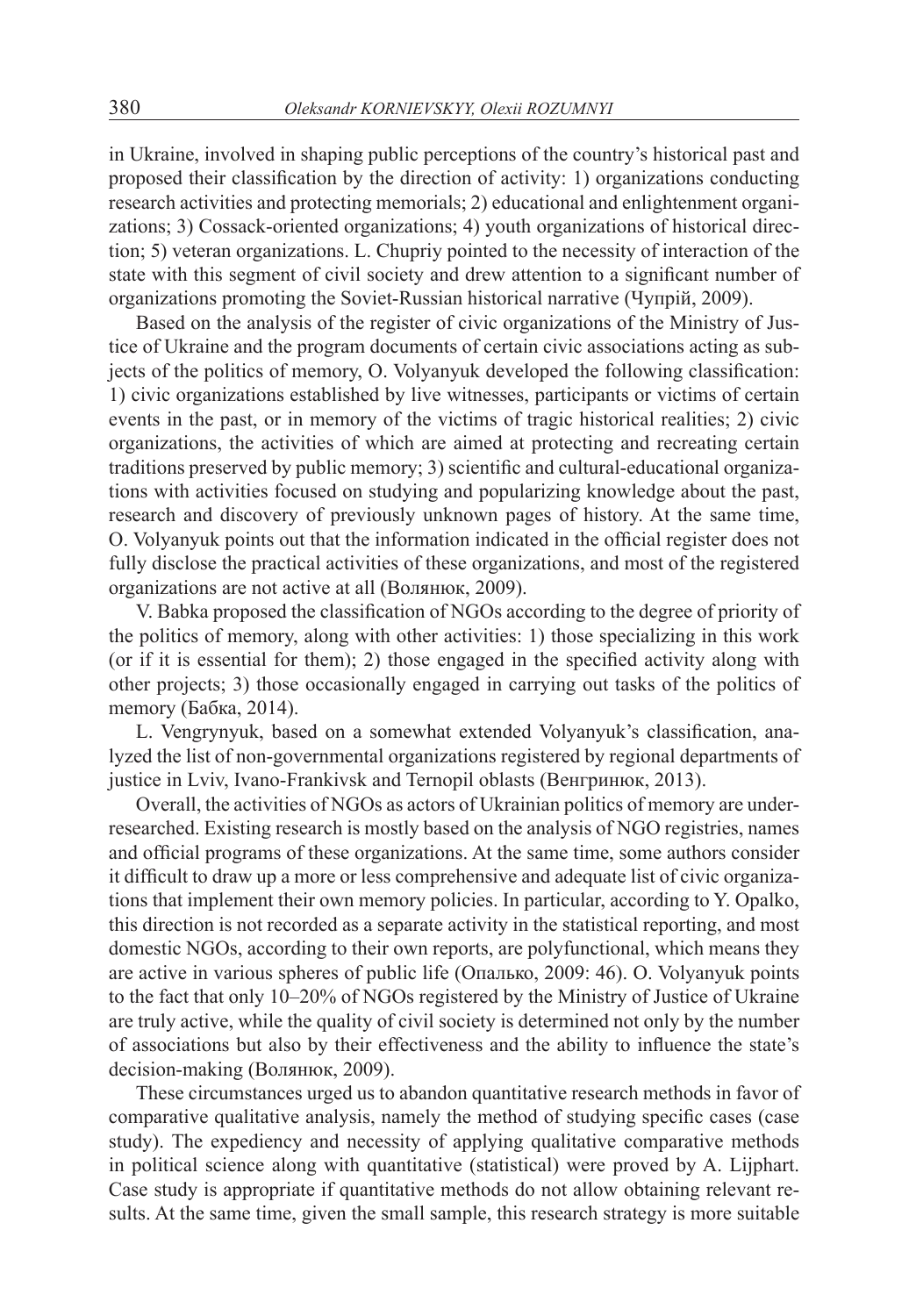in Ukraine, involved in shaping public perceptions of the country's historical past and proposed their classification by the direction of activity: 1) organizations conducting research activities and protecting memorials; 2) educational and enlightenment organizations; 3) Cossack-oriented organizations; 4) youth organizations of historical direction; 5) veteran organizations. L. Chupriy pointed to the necessity of interaction of the state with this segment of civil society and drew attention to a significant number of organizations promoting the Soviet-Russian historical narrative (Чупрій, 2009).

Based on the analysis of the register of civic organizations of the Ministry of Justice of Ukraine and the program documents of certain civic associations acting as subjects of the politics of memory, O. Volyanyuk developed the following classification: 1) civic organizations established by live witnesses, participants or victims of certain events in the past, or in memory of the victims of tragic historical realities; 2) civic organizations, the activities of which are aimed at protecting and recreating certain traditions preserved by public memory; 3) scientific and cultural-educational organizations with activities focused on studying and popularizing knowledge about the past, research and discovery of previously unknown pages of history. At the same time, O. Volyanyuk points out that the information indicated in the official register does not fully disclose the practical activities of these organizations, and most of the registered organizations are not active at all (Волянюк, 2009).

V. Babka proposed the classification of NGOs according to the degree of priority of the politics of memory, along with other activities: 1) those specializing in this work (or if it is essential for them); 2) those engaged in the specified activity along with other projects; 3) those occasionally engaged in carrying out tasks of the politics of memory (Бабка, 2014).

L. Vengrynyuk, based on a somewhat extended Volyanyuk's classification, analyzed the list of non-governmental organizations registered by regional departments of justice in Lviv, Ivano-Frankivsk and Ternopil oblasts (Венгринюк, 2013).

Overall, the activities of NGOs as actors of Ukrainian politics of memory are under-researched. Existing research is mostly based on the analysis of NGO registries, names and official programs of these organizations. At the same time, some authors consider it difficult to draw up a more or less comprehensive and adequate list of civic organizations that implement their own memory policies. In particular, according to Y. Opalko, this direction is not recorded as a separate activity in the statistical reporting, and most domestic NGOs, according to their own reports, are polyfunctional, which means they are active in various spheres of public life (Опалько, 2009: 46). O. Volyanyuk points to the fact that only 10–20% of NGOs registered by the Ministry of Justice of Ukraine are truly active, while the quality of civil society is determined not only by the number of associations but also by their effectiveness and the ability to influence the state's decision-making (Волянюк, 2009).

These circumstances urged us to abandon quantitative research methods in favor of comparative qualitative analysis, namely the method of studying specific cases (case study). The expediency and necessity of applying qualitative comparative methods in political science along with quantitative (statistical) were proved by A. Lijphart. Case study is appropriate if quantitative methods do not allow obtaining relevant results. At the same time, given the small sample, this research strategy is more suitable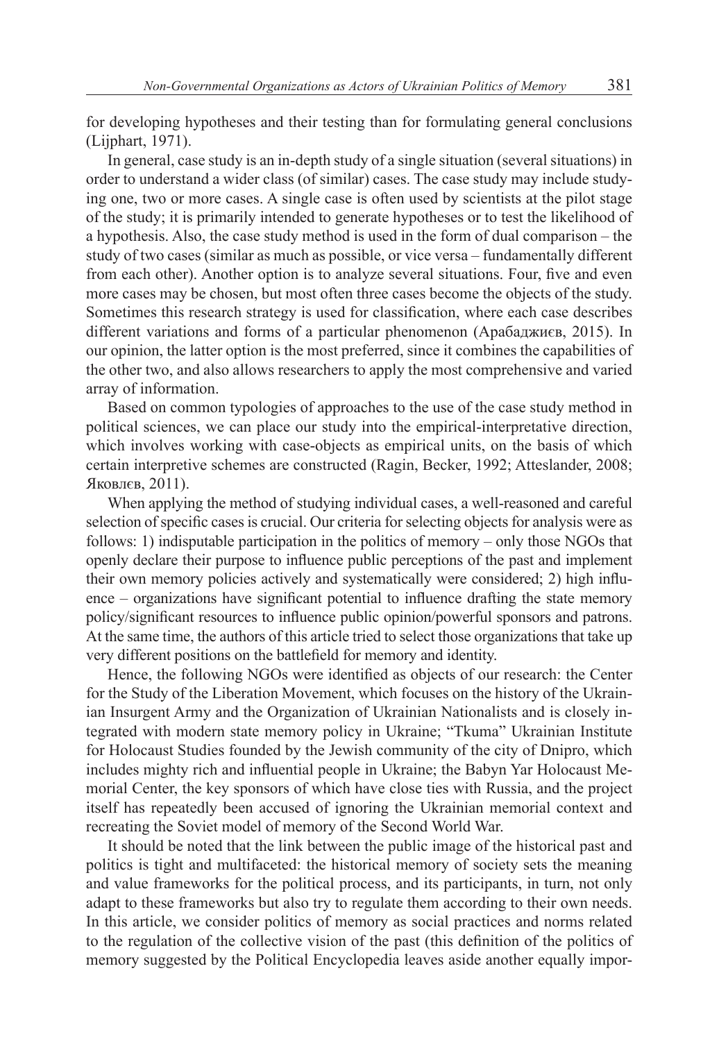for developing hypotheses and their testing than for formulating general conclusions (Lijphart, 1971).

In general, case study is an in-depth study of a single situation (several situations) in order to understand a wider class (of similar) cases. The case study may include studying one, two or more cases. A single case is often used by scientists at the pilot stage of the study; it is primarily intended to generate hypotheses or to test the likelihood of a hypothesis. Also, the case study method is used in the form of dual comparison – the study of two cases (similar as much as possible, or vice versa – fundamentally different from each other). Another option is to analyze several situations. Four, five and even more cases may be chosen, but most often three cases become the objects of the study. Sometimes this research strategy is used for classification, where each case describes different variations and forms of a particular phenomenon (Арабаджиєв, 2015). In our opinion, the latter option is the most preferred, since it combines the capabilities of the other two, and also allows researchers to apply the most comprehensive and varied array of information.

Based on common typologies of approaches to the use of the case study method in political sciences, we can place our study into the empirical-interpretative direction, which involves working with case-objects as empirical units, on the basis of which certain interpretive schemes are constructed (Ragin, Becker, 1992; Atteslander, 2008; Яковлєв, 2011).

When applying the method of studying individual cases, a well-reasoned and careful selection of specific cases is crucial. Our criteria for selecting objects for analysis were as follows: 1) indisputable participation in the politics of memory – only those NGOs that openly declare their purpose to influence public perceptions of the past and implement their own memory policies actively and systematically were considered; 2) high influence – organizations have significant potential to influence drafting the state memory policy/significant resources to influence public opinion/powerful sponsors and patrons. At the same time, the authors of this article tried to select those organizations that take up very different positions on the battlefield for memory and identity.

Hence, the following NGOs were identified as objects of our research: the Center for the Study of the Liberation Movement, which focuses on the history of the Ukrainian Insurgent Army and the Organization of Ukrainian Nationalists and is closely integrated with modern state memory policy in Ukraine; "Tkuma" Ukrainian Institute for Holocaust Studies founded by the Jewish community of the city of Dnipro, which includes mighty rich and influential people in Ukraine; the Babyn Yar Holocaust Memorial Center, the key sponsors of which have close ties with Russia, and the project itself has repeatedly been accused of ignoring the Ukrainian memorial context and recreating the Soviet model of memory of the Second World War.

It should be noted that the link between the public image of the historical past and politics is tight and multifaceted: the historical memory of society sets the meaning and value frameworks for the political process, and its participants, in turn, not only adapt to these frameworks but also try to regulate them according to their own needs. In this article, we consider politics of memory as social practices and norms related to the regulation of the collective vision of the past (this definition of the politics of memory suggested by the Political Encyclopedia leaves aside another equally impor-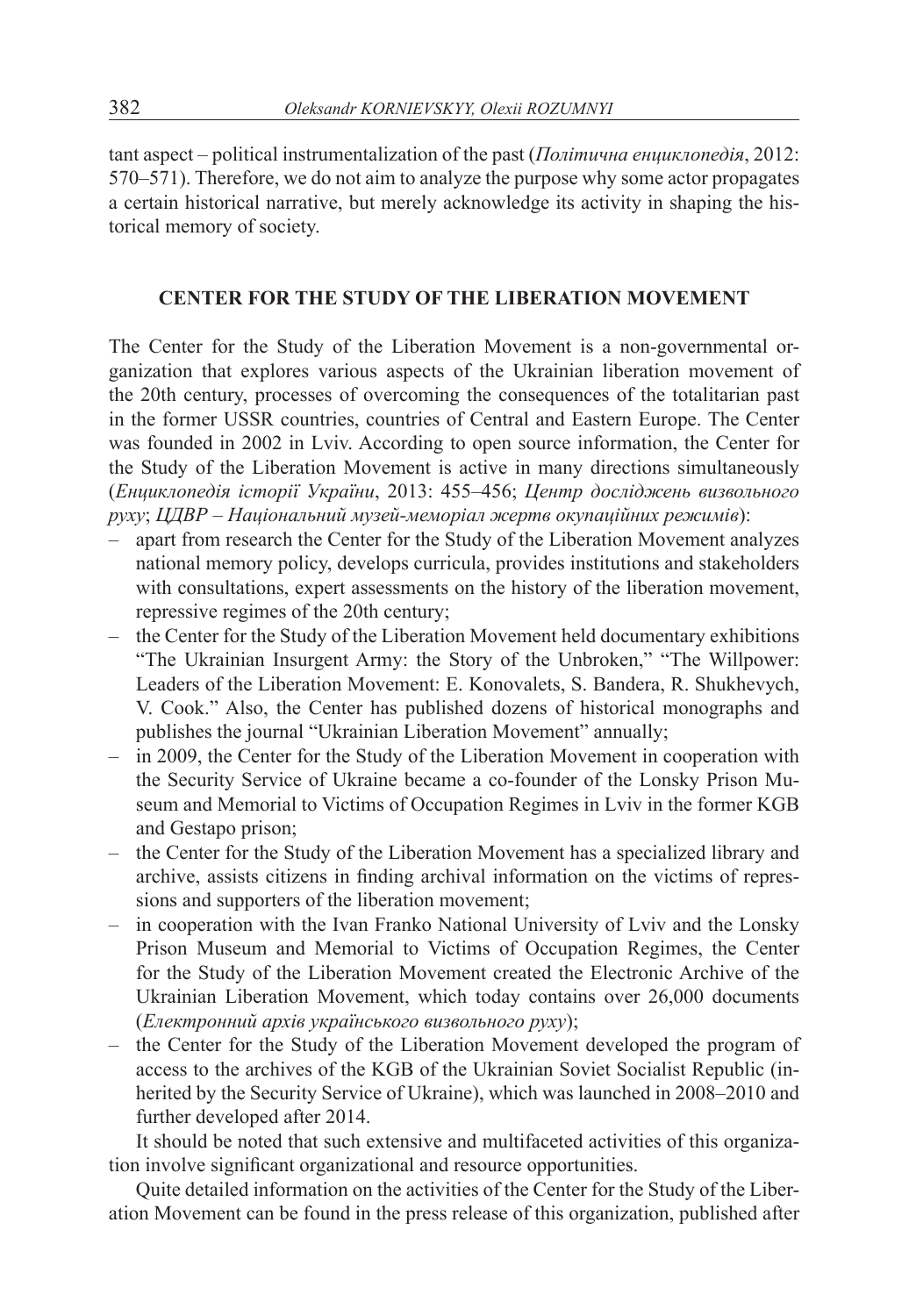tant aspect – political instrumentalization of the past (*Політична енциклопедія*, 2012: 570–571). Therefore, we do not aim to analyze the purpose why some actor propagates a certain historical narrative, but merely acknowledge its activity in shaping the historical memory of society.

## CENTER FOR THE STUDY OF THE LIBERATION MOVEMENT

The Center for the Study of the Liberation Movement is a non-governmental organization that explores various aspects of the Ukrainian liberation movement of the 20th century, processes of overcoming the consequences of the totalitarian past in the former USSR countries, countries of Central and Eastern Europe. The Center was founded in 2002 in Lviv. According to open source information, the Center for the Study of the Liberation Movement is active in many directions simultaneously (*Енциклопедія історії України*, 2013: 455–456; *Центр досліджень визвольного руху*; *ЦДВР – Національний музей-меморіал жертв окупаційних режимів*):

- apart from research the Center for the Study of the Liberation Movement analyzes national memory policy, develops curricula, provides institutions and stakeholders with consultations, expert assessments on the history of the liberation movement, repressive regimes of the 20th century;
- the Center for the Study of the Liberation Movement held documentary exhibitions "The Ukrainian Insurgent Army: the Story of the Unbroken," "The Willpower: Leaders of the Liberation Movement: E. Konovalets, S. Bandera, R. Shukhevych, V. Cook." Also, the Center has published dozens of historical monographs and publishes the journal "Ukrainian Liberation Movement" annually;
- in 2009, the Center for the Study of the Liberation Movement in cooperation with the Security Service of Ukraine became a co-founder of the Lonsky Prison Museum and Memorial to Victims of Occupation Regimes in Lviv in the former KGB and Gestapo prison;
- the Center for the Study of the Liberation Movement has a specialized library and archive, assists citizens in finding archival information on the victims of repressions and supporters of the liberation movement;
- in cooperation with the Ivan Franko National University of Lviv and the Lonsky Prison Museum and Memorial to Victims of Occupation Regimes, the Center for the Study of the Liberation Movement created the Electronic Archive of the Ukrainian Liberation Movement, which today contains over 26,000 documents (*Електронний архів українського визвольного руху*);
- the Center for the Study of the Liberation Movement developed the program of access to the archives of the KGB of the Ukrainian Soviet Socialist Republic (inherited by the Security Service of Ukraine), which was launched in 2008–2010 and further developed after 2014.

It should be noted that such extensive and multifaceted activities of this organization involve significant organizational and resource opportunities.

Quite detailed information on the activities of the Center for the Study of the Liberation Movement can be found in the press release of this organization, published after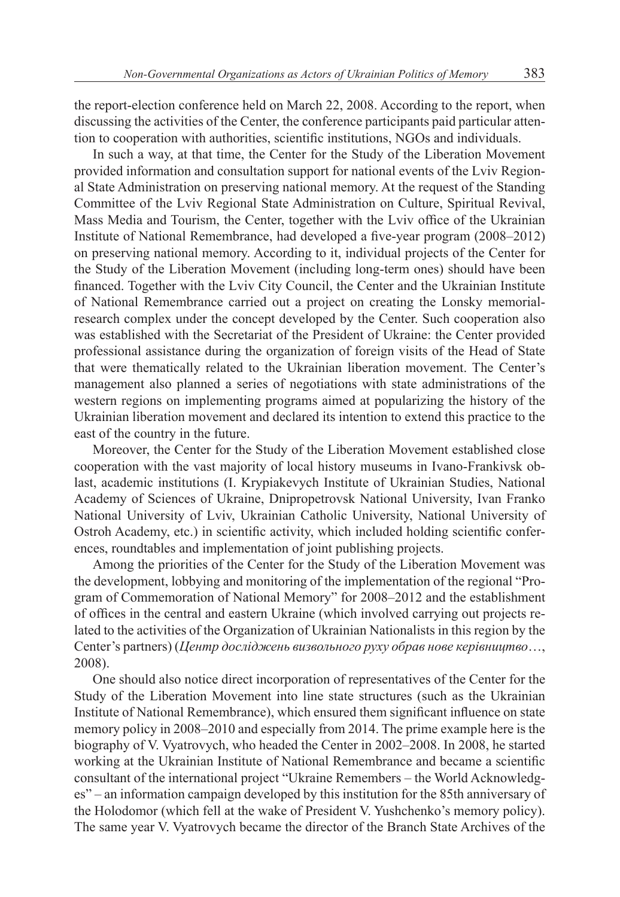the report-election conference held on March 22, 2008. According to the report, when discussing the activities of the Center, the conference participants paid particular attention to cooperation with authorities, scientific institutions, NGOs and individuals.

In such a way, at that time, the Center for the Study of the Liberation Movement provided information and consultation support for national events of the Lviv Regional State Administration on preserving national memory. At the request of the Standing Committee of the Lviv Regional State Administration on Culture, Spiritual Revival, Mass Media and Tourism, the Center, together with the Lviv office of the Ukrainian Institute of National Remembrance, had developed a five-year program (2008–2012) on preserving national memory. According to it, individual projects of the Center for the Study of the Liberation Movement (including long-term ones) should have been financed. Together with the Lviv City Council, the Center and the Ukrainian Institute of National Remembrance carried out a project on creating the Lonsky memorial-research complex under the concept developed by the Center. Such cooperation also was established with the Secretariat of the President of Ukraine: the Center provided professional assistance during the organization of foreign visits of the Head of State that were thematically related to the Ukrainian liberation movement. The Center's management also planned a series of negotiations with state administrations of the western regions on implementing programs aimed at popularizing the history of the Ukrainian liberation movement and declared its intention to extend this practice to the east of the country in the future.

Moreover, the Center for the Study of the Liberation Movement established close cooperation with the vast majority of local history museums in Ivano-Frankivsk oblast, academic institutions (I. Krypiakevych Institute of Ukrainian Studies, National Academy of Sciences of Ukraine, Dnipropetrovsk National University, Ivan Franko National University of Lviv, Ukrainian Catholic University, National University of Ostroh Academy, etc.) in scientific activity, which included holding scientific conferences, roundtables and implementation of joint publishing projects.

Among the priorities of the Center for the Study of the Liberation Movement was the development, lobbying and monitoring of the implementation of the regional "Program of Commemoration of National Memory" for 2008–2012 and the establishment of offices in the central and eastern Ukraine (which involved carrying out projects related to the activities of the Organization of Ukrainian Nationalists in this region by the Center's partners) (*Центр досліджень визвольного руху обрав нове керівництво*…, 2008).

One should also notice direct incorporation of representatives of the Center for the Study of the Liberation Movement into line state structures (such as the Ukrainian Institute of National Remembrance), which ensured them significant influence on state memory policy in 2008–2010 and especially from 2014. The prime example here is the biography of V. Vyatrovych, who headed the Center in 2002–2008. In 2008, he started working at the Ukrainian Institute of National Remembrance and became a scientific consultant of the international project "Ukraine Remembers – the World Acknowledges" – an information campaign developed by this institution for the 85th anniversary of the Holodomor (which fell at the wake of President V. Yushchenko's memory policy). The same year V. Vyatrovych became the director of the Branch State Archives of the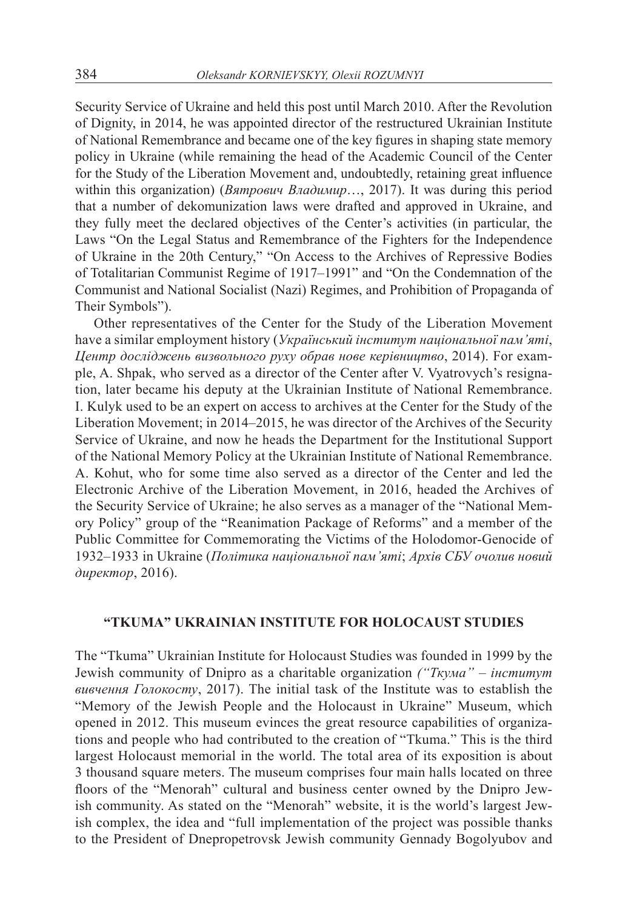Security Service of Ukraine and held this post until March 2010. After the Revolution of Dignity, in 2014, he was appointed director of the restructured Ukrainian Institute of National Remembrance and became one of the key figures in shaping state memory policy in Ukraine (while remaining the head of the Academic Council of the Center for the Study of the Liberation Movement and, undoubtedly, retaining great influence within this organization) (*Вятрович Владимир*…, 2017). It was during this period that a number of dekomunization laws were drafted and approved in Ukraine, and they fully meet the declared objectives of the Center's activities (in particular, the Laws "On the Legal Status and Remembrance of the Fighters for the Independence of Ukraine in the 20th Century," "On Access to the Archives of Repressive Bodies of Totalitarian Communist Regime of 1917–1991" and "On the Condemnation of the Communist and National Socialist (Nazi) Regimes, and Prohibition of Propaganda of Their Symbols").

Other representatives of the Center for the Study of the Liberation Movement have a similar employment history (*Український інститут національної пам'яті*, *Центр досліджень визвольного руху обрав нове керівництво*, 2014). For example, A. Shpak, who served as a director of the Center after V. Vyatrovych's resignation, later became his deputy at the Ukrainian Institute of National Remembrance. I. Kulyk used to be an expert on access to archives at the Center for the Study of the Liberation Movement; in 2014–2015, he was director of the Archives of the Security Service of Ukraine, and now he heads the Department for the Institutional Support of the National Memory Policy at the Ukrainian Institute of National Remembrance. A. Kohut, who for some time also served as a director of the Center and led the Electronic Archive of the Liberation Movement, in 2016, headed the Archives of the Security Service of Ukraine; he also serves as a manager of the "National Memory Policy" group of the "Reanimation Package of Reforms" and a member of the Public Committee for Commemorating the Victims of the Holodomor-Genocide of 1932–1933 in Ukraine (*Політика національної пам'яті*; *Архів СБУ очолив новий директор*, 2016).

## "TKUMA" UKRAINIAN INSTITUTE FOR HOLOCAUST STUDIES

The "Tkuma" Ukrainian Institute for Holocaust Studies was founded in 1999 by the Jewish community of Dnipro as a charitable organization *("Ткума" – інститут вивчення Голокосту*, 2017). The initial task of the Institute was to establish the "Memory of the Jewish People and the Holocaust in Ukraine" Museum, which opened in 2012. This museum evinces the great resource capabilities of organizations and people who had contributed to the creation of "Tkuma." This is the third largest Holocaust memorial in the world. The total area of its exposition is about 3 thousand square meters. The museum comprises four main halls located on three floors of the "Menorah" cultural and business center owned by the Dnipro Jewish community. As stated on the "Menorah" website, it is the world's largest Jewish complex, the idea and "full implementation of the project was possible thanks to the President of Dnepropetrovsk Jewish community Gennady Bogolyubov and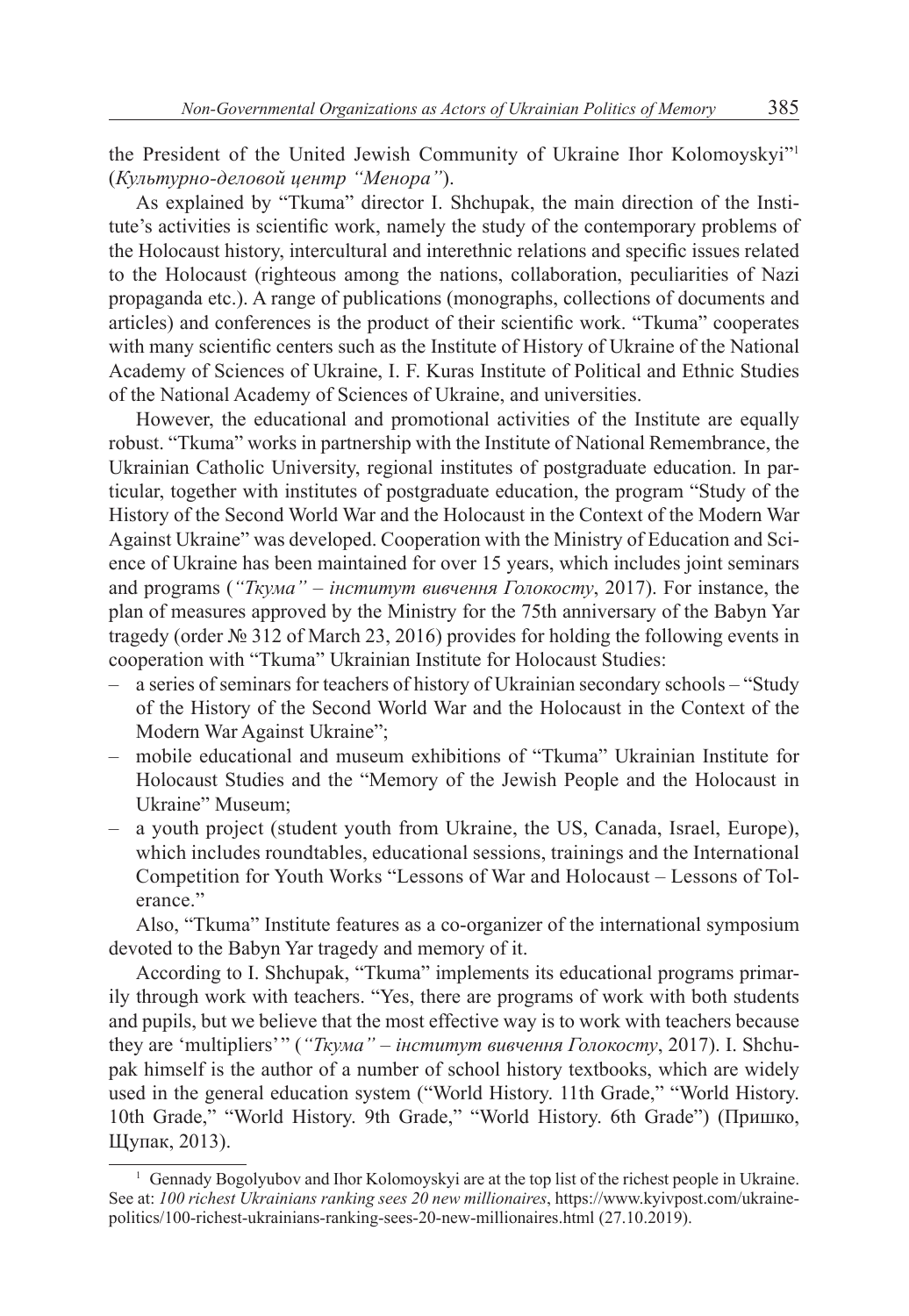the President of the United Jewish Community of Ukraine Ihor Kolomoyskyi"[1] (*Культурно-деловой центр "Менора"*).

As explained by "Tkuma" director I. Shchupak, the main direction of the Institute's activities is scientific work, namely the study of the contemporary problems of the Holocaust history, intercultural and interethnic relations and specific issues related to the Holocaust (righteous among the nations, collaboration, peculiarities of Nazi propaganda etc.). A range of publications (monographs, collections of documents and articles) and conferences is the product of their scientific work. "Tkuma" cooperates with many scientific centers such as the Institute of History of Ukraine of the National Academy of Sciences of Ukraine, I. F. Kuras Institute of Political and Ethnic Studies of the National Academy of Sciences of Ukraine, and universities.

However, the educational and promotional activities of the Institute are equally robust. "Tkuma" works in partnership with the Institute of National Remembrance, the Ukrainian Catholic University, regional institutes of postgraduate education. In particular, together with institutes of postgraduate education, the program "Study of the History of the Second World War and the Holocaust in the Context of the Modern War Against Ukraine" was developed. Cooperation with the Ministry of Education and Science of Ukraine has been maintained for over 15 years, which includes joint seminars and programs (*"Ткума" – інститут вивчення Голокосту*, 2017). For instance, the plan of measures approved by the Ministry for the 75th anniversary of the Babyn Yar tragedy (order № 312 of March 23, 2016) provides for holding the following events in cooperation with "Tkuma" Ukrainian Institute for Holocaust Studies:

- a series of seminars for teachers of history of Ukrainian secondary schools – "Study of the History of the Second World War and the Holocaust in the Context of the Modern War Against Ukraine";
- mobile educational and museum exhibitions of "Tkuma" Ukrainian Institute for Holocaust Studies and the "Memory of the Jewish People and the Holocaust in Ukraine" Museum;
- a youth project (student youth from Ukraine, the US, Canada, Israel, Europe), which includes roundtables, educational sessions, trainings and the International Competition for Youth Works "Lessons of War and Holocaust – Lessons of Tolerance."

Also, "Tkuma" Institute features as a co-organizer of the international symposium devoted to the Babyn Yar tragedy and memory of it.

According to I. Shchupak, "Tkuma" implements its educational programs primarily through work with teachers. "Yes, there are programs of work with both students and pupils, but we believe that the most effective way is to work with teachers because they are 'multipliers'" (*"Ткума" – інститут вивчення Голокосту*, 2017). I. Shchupak himself is the author of a number of school history textbooks, which are widely used in the general education system ("World History. 11th Grade," "World History. 10th Grade," "World History. 9th Grade," "World History. 6th Grade") (Пришко, Щупак, 2013).

[1] Gennady Bogolyubov and Ihor Kolomoyskyi are at the top list of the richest people in Ukraine. See at: *100 richest Ukrainians ranking sees 20 new millionaires*, https://www.kyivpost.com/ukraine-politics/100-richest-ukrainians-ranking-sees-20-new-millionaires.html (27.10.2019).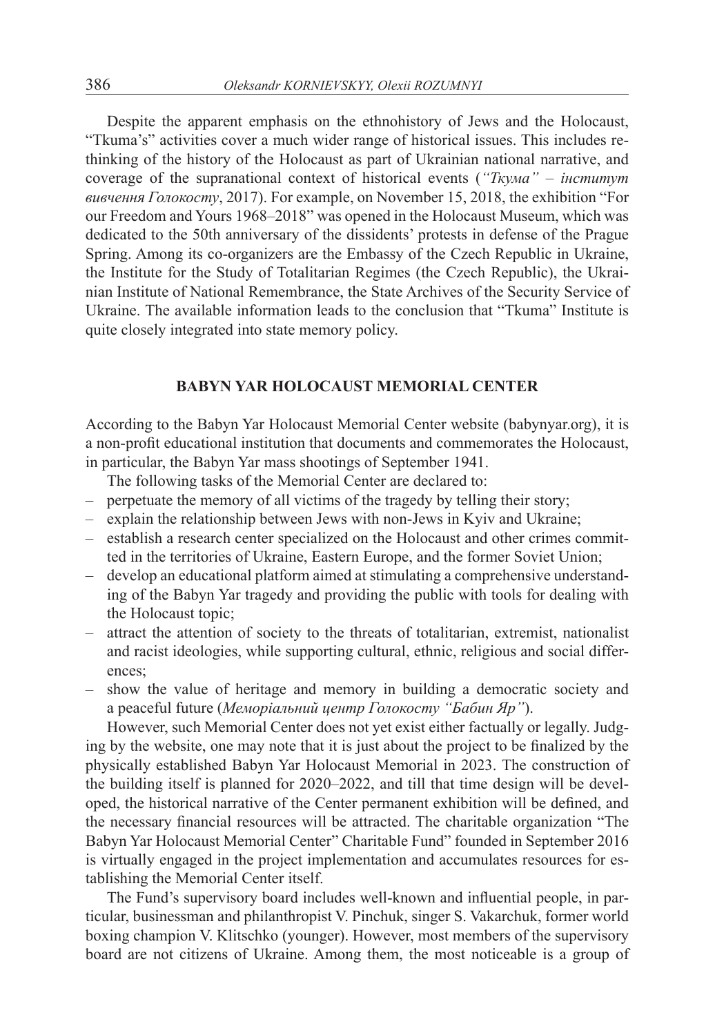Despite the apparent emphasis on the ethnohistory of Jews and the Holocaust, "Tkuma's" activities cover a much wider range of historical issues. This includes rethinking of the history of the Holocaust as part of Ukrainian national narrative, and coverage of the supranational context of historical events (*"Ткума" – інститут вивчення Голокосту*, 2017). For example, on November 15, 2018, the exhibition "For our Freedom and Yours 1968–2018" was opened in the Holocaust Museum, which was dedicated to the 50th anniversary of the dissidents' protests in defense of the Prague Spring. Among its co-organizers are the Embassy of the Czech Republic in Ukraine, the Institute for the Study of Totalitarian Regimes (the Czech Republic), the Ukrainian Institute of National Remembrance, the State Archives of the Security Service of Ukraine. The available information leads to the conclusion that "Tkuma" Institute is quite closely integrated into state memory policy.

## BABYN YAR HOLOCAUST MEMORIAL CENTER

According to the Babyn Yar Holocaust Memorial Center website (babynyar.org), it is a non-profit educational institution that documents and commemorates the Holocaust, in particular, the Babyn Yar mass shootings of September 1941.

The following tasks of the Memorial Center are declared to:

- perpetuate the memory of all victims of the tragedy by telling their story;
- explain the relationship between Jews with non-Jews in Kyiv and Ukraine;
- establish a research center specialized on the Holocaust and other crimes committed in the territories of Ukraine, Eastern Europe, and the former Soviet Union;
- develop an educational platform aimed at stimulating a comprehensive understanding of the Babyn Yar tragedy and providing the public with tools for dealing with the Holocaust topic;
- attract the attention of society to the threats of totalitarian, extremist, nationalist and racist ideologies, while supporting cultural, ethnic, religious and social differences;
- show the value of heritage and memory in building a democratic society and a peaceful future (*Меморіальний центр Голокосту "Бабин Яр"*).

However, such Memorial Center does not yet exist either factually or legally. Judging by the website, one may note that it is just about the project to be finalized by the physically established Babyn Yar Holocaust Memorial in 2023. The construction of the building itself is planned for 2020–2022, and till that time design will be developed, the historical narrative of the Center permanent exhibition will be defined, and the necessary financial resources will be attracted. The charitable organization "The Babyn Yar Holocaust Memorial Center" Charitable Fund" founded in September 2016 is virtually engaged in the project implementation and accumulates resources for establishing the Memorial Center itself.

The Fund's supervisory board includes well-known and influential people, in particular, businessman and philanthropist V. Pinchuk, singer S. Vakarchuk, former world boxing champion V. Klitschko (younger). However, most members of the supervisory board are not citizens of Ukraine. Among them, the most noticeable is a group of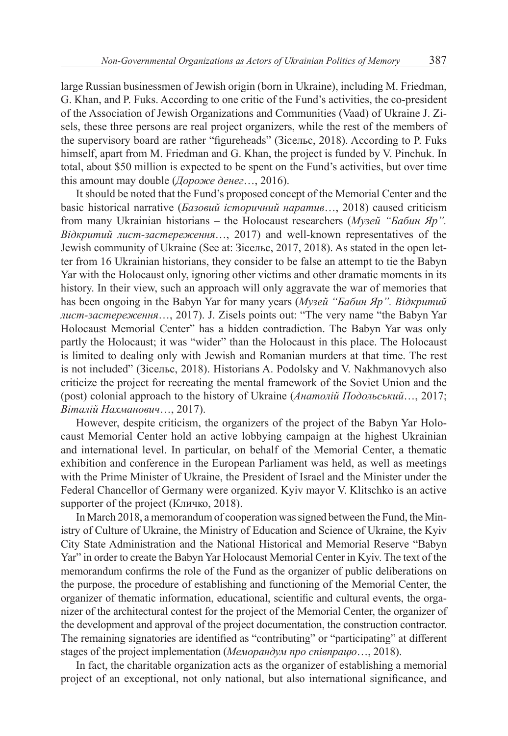large Russian businessmen of Jewish origin (born in Ukraine), including M. Friedman, G. Khan, and P. Fuks. According to one critic of the Fund's activities, the co-president of the Association of Jewish Organizations and Communities (Vaad) of Ukraine J. Zisels, these three persons are real project organizers, while the rest of the members of the supervisory board are rather "figureheads" (Зісельс, 2018). According to P. Fuks himself, apart from M. Friedman and G. Khan, the project is funded by V. Pinchuk. In total, about $50 million is expected to be spent on the Fund's activities, but over time this amount may double (*Дороже денег*…, 2016).

It should be noted that the Fund's proposed concept of the Memorial Center and the basic historical narrative (*Базовий історичний наратив*…, 2018) caused criticism from many Ukrainian historians – the Holocaust researchers (*Музей "Бабин Яр". Відкритий лист-застереження*…, 2017) and well-known representatives of the Jewish community of Ukraine (See at: Зісельс, 2017, 2018). As stated in the open letter from 16 Ukrainian historians, they consider to be false an attempt to tie the Babyn Yar with the Holocaust only, ignoring other victims and other dramatic moments in its history. In their view, such an approach will only aggravate the war of memories that has been ongoing in the Babyn Yar for many years (*Музей "Бабин Яр". Відкритий лист-застереження*…, 2017). J. Zisels points out: "The very name "the Babyn Yar Holocaust Memorial Center" has a hidden contradiction. The Babyn Yar was only partly the Holocaust; it was "wider" than the Holocaust in this place. The Holocaust is limited to dealing only with Jewish and Romanian murders at that time. The rest is not included" (Зісельс, 2018). Historians A. Podolsky and V. Nakhmanovych also criticize the project for recreating the mental framework of the Soviet Union and the (post) colonial approach to the history of Ukraine (*Анатолій Подольський*…, 2017; *Віталій Нахманович*…, 2017).

However, despite criticism, the organizers of the project of the Babyn Yar Holocaust Memorial Center hold an active lobbying campaign at the highest Ukrainian and international level. In particular, on behalf of the Memorial Center, a thematic exhibition and conference in the European Parliament was held, as well as meetings with the Prime Minister of Ukraine, the President of Israel and the Minister under the Federal Chancellor of Germany were organized. Kyiv mayor V. Klitschko is an active supporter of the project (Кличко, 2018).

In March 2018, a memorandum of cooperation was signed between the Fund, the Ministry of Culture of Ukraine, the Ministry of Education and Science of Ukraine, the Kyiv City State Administration and the National Historical and Memorial Reserve "Babyn Yar" in order to create the Babyn Yar Holocaust Memorial Center in Kyiv. The text of the memorandum confirms the role of the Fund as the organizer of public deliberations on the purpose, the procedure of establishing and functioning of the Memorial Center, the organizer of thematic information, educational, scientific and cultural events, the organizer of the architectural contest for the project of the Memorial Center, the organizer of the development and approval of the project documentation, the construction contractor. The remaining signatories are identified as "contributing" or "participating" at different stages of the project implementation (*Меморандум про співпрацю*…, 2018).

In fact, the charitable organization acts as the organizer of establishing a memorial project of an exceptional, not only national, but also international significance, and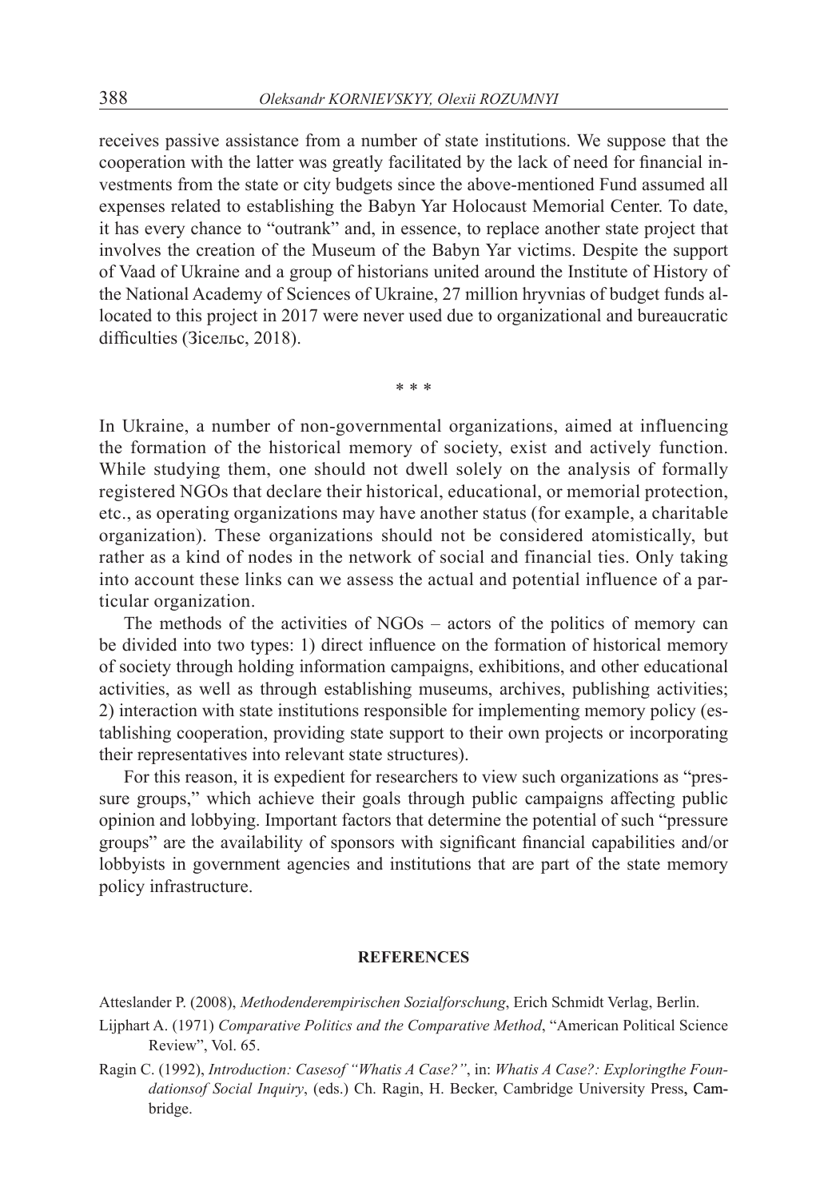receives passive assistance from a number of state institutions. We suppose that the cooperation with the latter was greatly facilitated by the lack of need for financial investments from the state or city budgets since the above-mentioned Fund assumed all expenses related to establishing the Babyn Yar Holocaust Memorial Center. To date, it has every chance to "outrank" and, in essence, to replace another state project that involves the creation of the Museum of the Babyn Yar victims. Despite the support of Vaad of Ukraine and a group of historians united around the Institute of History of the National Academy of Sciences of Ukraine, 27 million hryvnias of budget funds allocated to this project in 2017 were never used due to organizational and bureaucratic difficulties (Зісельс, 2018).

\* \* \*

In Ukraine, a number of non-governmental organizations, aimed at influencing the formation of the historical memory of society, exist and actively function. While studying them, one should not dwell solely on the analysis of formally registered NGOs that declare their historical, educational, or memorial protection, etc., as operating organizations may have another status (for example, a charitable organization). These organizations should not be considered atomistically, but rather as a kind of nodes in the network of social and financial ties. Only taking into account these links can we assess the actual and potential influence of a particular organization.

The methods of the activities of NGOs – actors of the politics of memory can be divided into two types: 1) direct influence on the formation of historical memory of society through holding information campaigns, exhibitions, and other educational activities, as well as through establishing museums, archives, publishing activities; 2) interaction with state institutions responsible for implementing memory policy (establishing cooperation, providing state support to their own projects or incorporating their representatives into relevant state structures).

For this reason, it is expedient for researchers to view such organizations as "pressure groups," which achieve their goals through public campaigns affecting public opinion and lobbying. Important factors that determine the potential of such "pressure groups" are the availability of sponsors with significant financial capabilities and/or lobbyists in government agencies and institutions that are part of the state memory policy infrastructure.

## REFERENCES

Atteslander P. (2008), *Methodenderempirischen Sozialforschung*, Erich Schmidt Verlag, Berlin.

Lijphart A. (1971) *Comparative Politics and the Comparative Method*, "American Political Science Review", Vol. 65.

Ragin C. (1992), *Introduction: Casesof "Whatis A Case?"*, in: *Whatis A Case?: Exploringthe Foundationsof Social Inquiry*, (eds.) Ch. Ragin, H. Becker, Cambridge University Press, Cambridge.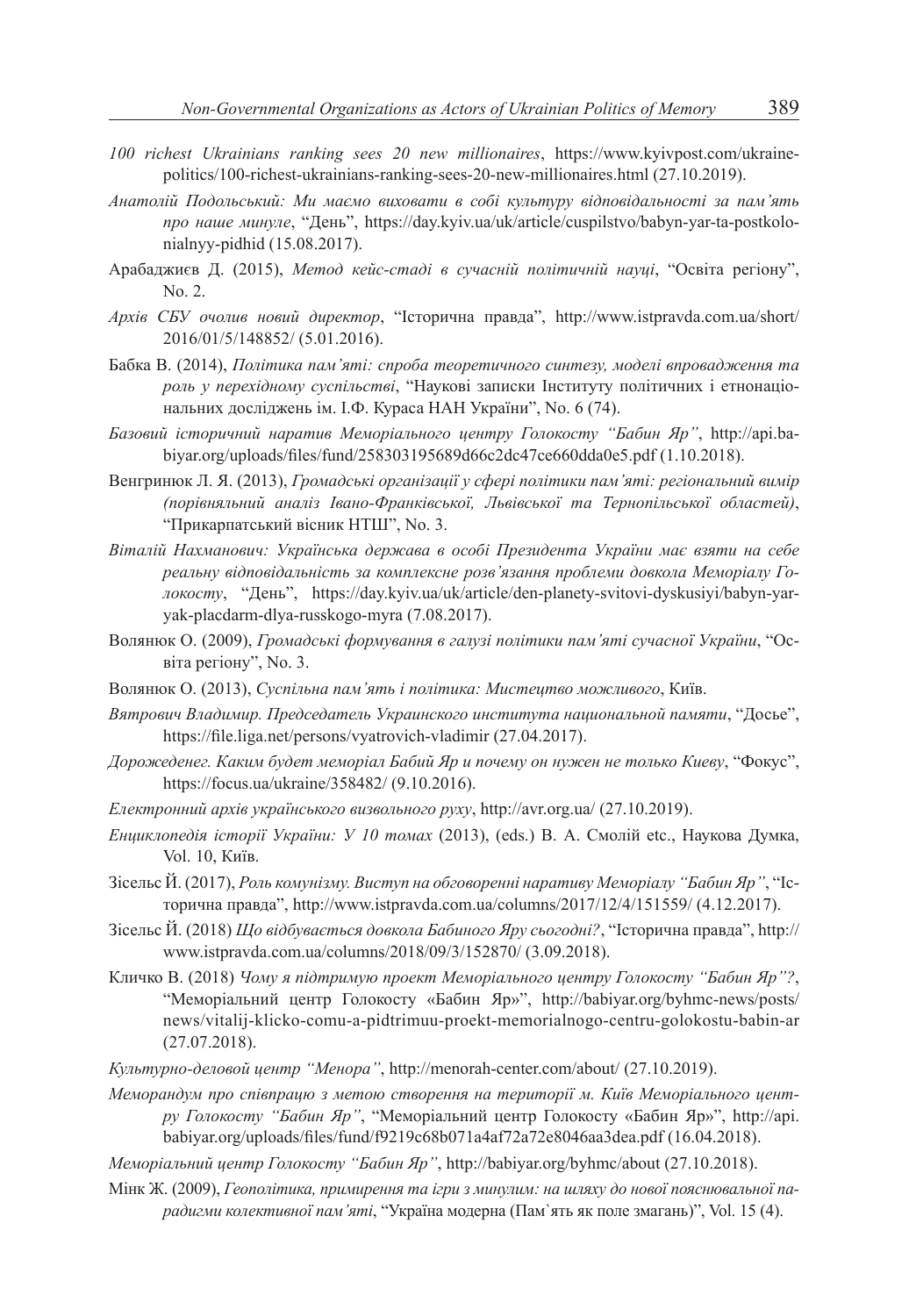*100 richest Ukrainians ranking sees 20 new millionaires*, https://www.kyivpost.com/ukraine-politics/100-richest-ukrainians-ranking-sees-20-new-millionaires.html (27.10.2019).

*Анатолій Подольський: Ми маємо виховати в собі культуру відповідальності за пам'ять про наше минуле*, "День", https://day.kyiv.ua/uk/article/cuspilstvo/babyn-yar-ta-postkolonialnyy-pidhid (15.08.2017).

Арабаджиєв Д. (2015), *Метод кейс-стаді в сучасній політичній науці*, "Освіта регіону", No. 2.

*Архів СБУ очолив новий директор*, "Історична правда", http://www.istpravda.com.ua/short/2016/01/5/148852/ (5.01.2016).

Бабка В. (2014), *Політика пам'яті: спроба теоретичного синтезу, моделі впровадження та роль у перехідному суспільстві*, "Наукові записки Інституту політичних і етнонаціональних досліджень ім. І.Ф. Кураса НАН України", No. 6 (74).

*Базовий історичний наратив Меморіального центру Голокосту "Бабин Яр"*, http://api.babiyar.org/uploads/files/fund/258303195689d66c2dc47ce660dda0e5.pdf (1.10.2018).

Венгринюк Л. Я. (2013), *Громадські організації у сфері політики пам'яті: регіональний вимір (порівняльний аналіз Івано-Франківської, Львівської та Тернопільської областей)*, "Прикарпатський вісник НТШ", No. 3.

*Віталій Нахманович: Українська держава в особі Президента України має взяти на себе реальну відповідальність за комплексне розв'язання проблеми довкола Меморіалу Голокосту*, "День", https://day.kyiv.ua/uk/article/den-planety-svitovi-dyskusiyi/babyn-yar-yak-placdarm-dlya-russkogo-myra (7.08.2017).

Волянюк О. (2009), *Громадські формування в галузі політики пам'яті сучасної України*, "Освіта регіону", No. 3.

Волянюк О. (2013), *Суспільна пам'ять і політика: Мистецтво можливого*, Київ.

*Вятрович Владимир. Председатель Украинского института национальной памяти*, "Досье", https://file.liga.net/persons/vyatrovich-vladimir (27.04.2017).

*Дорожеденег. Каким будет меморіал Бабий Яр и почему он нужен не только Киеву*, "Фокус", https://focus.ua/ukraine/358482/ (9.10.2016).

*Електронний архів українського визвольного руху*, http://avr.org.ua/ (27.10.2019).

*Енциклопедія історії України: У 10 томах* (2013), (eds.) В. А. Смолій etc., Наукова Думка, Vol. 10, Київ.

Зісельс Й. (2017), *Роль комунізму. Виступ на обговоренні наративу Меморіалу "Бабин Яр"*, "Історична правда", http://www.istpravda.com.ua/columns/2017/12/4/151559/ (4.12.2017).

Зісельс Й. (2018) *Що відбувається довкола Бабиного Яру сьогодні?*, "Історична правда", http://www.istpravda.com.ua/columns/2018/09/3/152870/ (3.09.2018).

Кличко В. (2018) *Чому я підтримую проект Меморіального центру Голокосту "Бабин Яр"?*, "Меморіальний центр Голокосту «Бабин Яр»", http://babiyar.org/byhmc-news/posts/news/vitalij-klicko-comu-a-pidtrimuu-proekt-memorialnogo-centru-golokostu-babin-ar (27.07.2018).

*Культурно-деловой центр "Менора"*, http://menorah-center.com/about/ (27.10.2019).

*Меморандум про співпрацю з метою створення на території м. Київ Меморіального центру Голокосту "Бабин Яр"*, "Меморіальний центр Голокосту «Бабин Яр»", http://api.babiyar.org/uploads/files/fund/f9219c68b071a4af72a72e8046aa3dea.pdf (16.04.2018).

*Меморіальний центр Голокосту "Бабин Яр"*, http://babiyar.org/byhmc/about (27.10.2018).

Мінк Ж. (2009), *Геополітика, примирення та ігри з минулим: на шляху до нової пояснювальної парадигми колективної пам'яті*, "Україна модерна (Пам`ять як поле змагань)", Vol. 15 (4).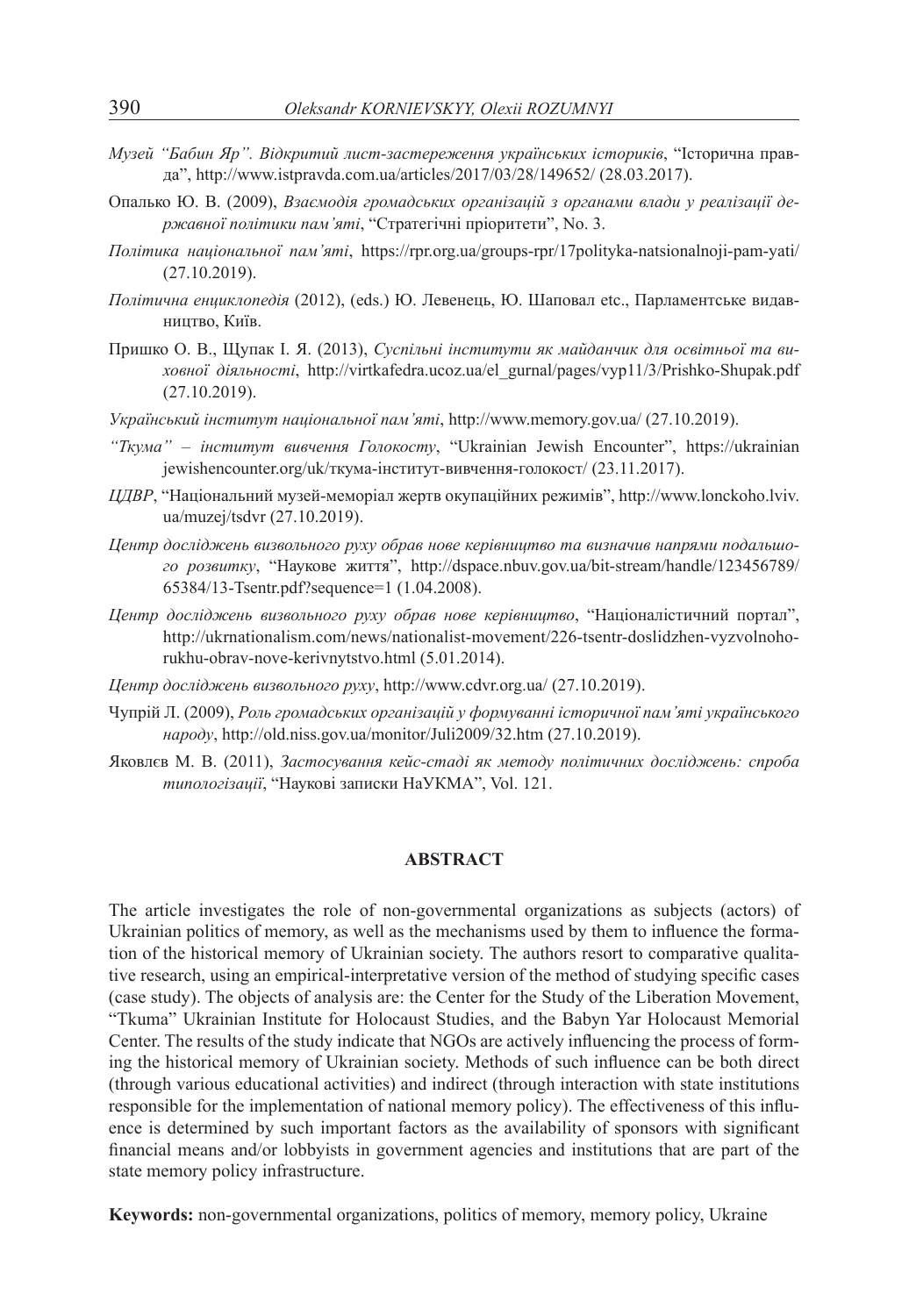*Музей "Бабин Яр". Відкритий лист-застереження українських істориків*, "Історична правда", http://www.istpravda.com.ua/articles/2017/03/28/149652/ (28.03.2017).

Опалько Ю. В. (2009), *Взаємодія громадських організацій з органами влади у реалізації державної політики пам'яті*, "Стратегічні пріоритети", No. 3.

*Політика національної пам'яті*, https://rpr.org.ua/groups-rpr/17polityka-natsionalnoji-pam-yati/ (27.10.2019).

*Політична енциклопедія* (2012), (eds.) Ю. Левенець, Ю. Шаповал etc., Парламентське видавництво, Київ.

Пришко О. В., Щупак І. Я. (2013), *Суспільні інститути як майданчик для освітньої та виховної діяльності*, http://virtkafedra.ucoz.ua/el_gurnal/pages/vyp11/3/Prishko-Shupak.pdf (27.10.2019).

*Український інститут національної пам'яті*, http://www.memory.gov.ua/ (27.10.2019).

*"Ткума" – інститут вивчення Голокосту*, "Ukrainian Jewish Encounter", https://ukrainianjewishencounter.org/uk/ткума-інститут-вивчення-голокост/ (23.11.2017).

*ЦДВР*, "Національний музей-меморіал жертв окупаційних режимів", http://www.lonckoho.lviv.ua/muzej/tsdvr (27.10.2019).

*Центр досліджень визвольного руху обрав нове керівництво та визначив напрями подальшого розвитку*, "Наукове життя", http://dspace.nbuv.gov.ua/bit-stream/handle/123456789/65384/13-Tsentr.pdf?sequence=1 (1.04.2008).

*Центр досліджень визвольного руху обрав нове керівництво*, "Націоналістичний портал", http://ukrnationalism.com/news/nationalist-movement/226-tsentr-doslidzhen-vyzvolnoho-rukhu-obrav-nove-kerivnytstvo.html (5.01.2014).

*Центр досліджень визвольного руху*, http://www.cdvr.org.ua/ (27.10.2019).

Чупрій Л. (2009), *Роль громадських організацій у формуванні історичної пам'яті українського народу*, http://old.niss.gov.ua/monitor/Juli2009/32.htm (27.10.2019).

Яковлєв М. В. (2011), *Застосування кейс-стаді як методу політичних досліджень: спроба типологізації*, "Наукові записки НаУКМА", Vol. 121.

## ABSTRACT

The article investigates the role of non-governmental organizations as subjects (actors) of Ukrainian politics of memory, as well as the mechanisms used by them to influence the formation of the historical memory of Ukrainian society. The authors resort to comparative qualitative research, using an empirical-interpretative version of the method of studying specific cases (case study). The objects of analysis are: the Center for the Study of the Liberation Movement, "Tkuma" Ukrainian Institute for Holocaust Studies, and the Babyn Yar Holocaust Memorial Center. The results of the study indicate that NGOs are actively influencing the process of forming the historical memory of Ukrainian society. Methods of such influence can be both direct (through various educational activities) and indirect (through interaction with state institutions responsible for the implementation of national memory policy). The effectiveness of this influence is determined by such important factors as the availability of sponsors with significant financial means and/or lobbyists in government agencies and institutions that are part of the state memory policy infrastructure.

**Keywords:** non-governmental organizations, politics of memory, memory policy, Ukraine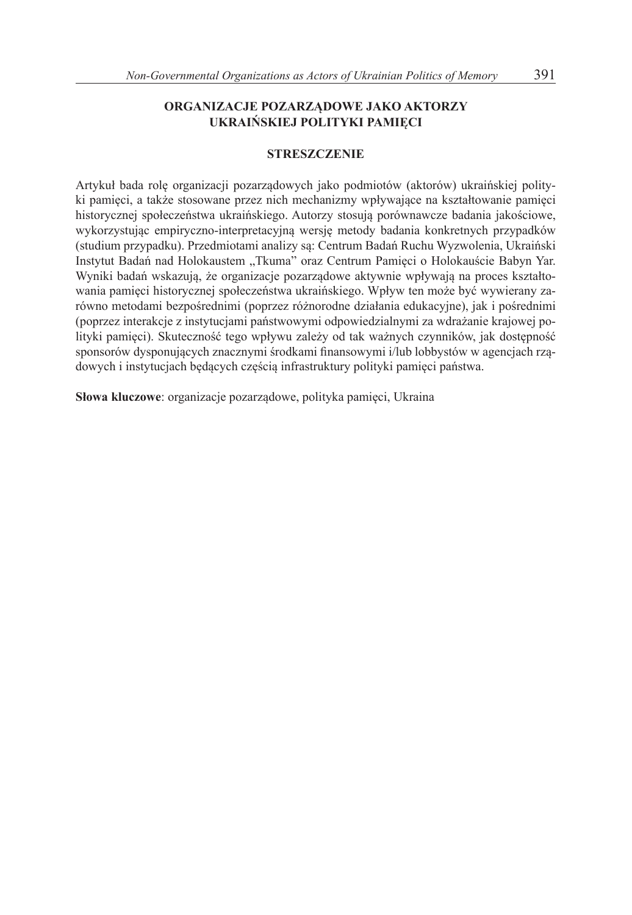## ORGANIZACJE POZARZĄDOWE JAKO AKTORZY UKRAIŃSKIEJ POLITYKI PAMIĘCI

### STRESZCZENIE

Artykuł bada rolę organizacji pozarządowych jako podmiotów (aktorów) ukraińskiej polityki pamięci, a także stosowane przez nich mechanizmy wpływające na kształtowanie pamięci historycznej społeczeństwa ukraińskiego. Autorzy stosują porównawcze badania jakościowe, wykorzystując empiryczno-interpretacyjną wersję metody badania konkretnych przypadków (studium przypadku). Przedmiotami analizy są: Centrum Badań Ruchu Wyzwolenia, Ukraiński Instytut Badań nad Holokaustem „Tkuma" oraz Centrum Pamięci o Holokauście Babyn Yar. Wyniki badań wskazują, że organizacje pozarządowe aktywnie wpływają na proces kształtowania pamięci historycznej społeczeństwa ukraińskiego. Wpływ ten może być wywierany zarówno metodami bezpośrednimi (poprzez różnorodne działania edukacyjne), jak i pośrednimi (poprzez interakcje z instytucjami państwowymi odpowiedzialnymi za wdrażanie krajowej polityki pamięci). Skuteczność tego wpływu zależy od tak ważnych czynników, jak dostępność sponsorów dysponujących znacznymi środkami finansowymi i/lub lobbystów w agencjach rządowych i instytucjach będących częścią infrastruktury polityki pamięci państwa.

**Słowa kluczowe**: organizacje pozarządowe, polityka pamięci, Ukraina